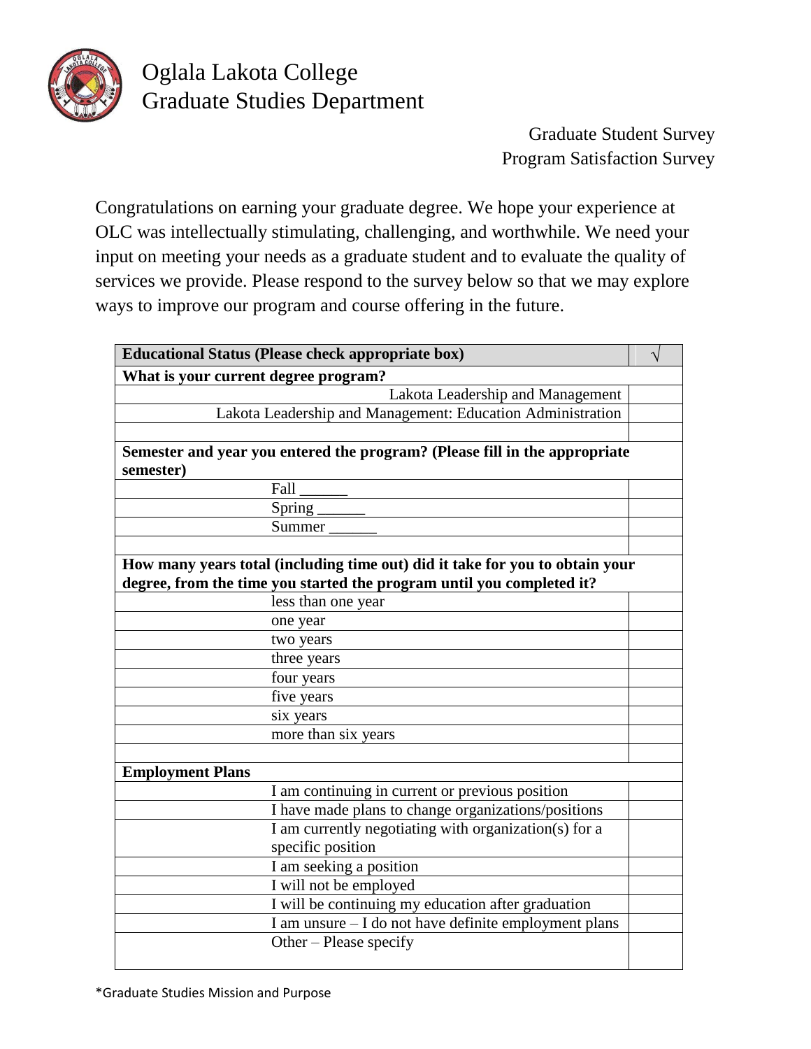# Oglala Lakota College
## Graduate Studies Department

Graduate Student Survey
Program Satisfaction Survey

Congratulations on earning your graduate degree. We hope your experience at OLC was intellectually stimulating, challenging, and worthwhile. We need your input on meeting your needs as a graduate student and to evaluate the quality of services we provide. Please respond to the survey below so that we may explore ways to improve our program and course offering in the future.

| **Educational Status (Please check appropriate box)** | √ |
|---|---|
| **What is your current degree program?** | |
| Lakota Leadership and Management | |
| Lakota Leadership and Management: Education Administration | |
| | |
| **Semester and year you entered the program? (Please fill in the appropriate semester)** | |
| Fall ______ | |
| Spring ______ | |
| Summer ______ | |
| | |
| **How many years total (including time out) did it take for you to obtain your degree, from the time you started the program until you completed it?** | |
| less than one year | |
| one year | |
| two years | |
| three years | |
| four years | |
| five years | |
| six years | |
| more than six years | |
| | |
| **Employment Plans** | |
| I am continuing in current or previous position | |
| I have made plans to change organizations/positions | |
| I am currently negotiating with organization(s) for a specific position | |
| I am seeking a position | |
| I will not be employed | |
| I will be continuing my education after graduation | |
| I am unsure – I do not have definite employment plans | |
| Other – Please specify | |

*Graduate Studies Mission and Purpose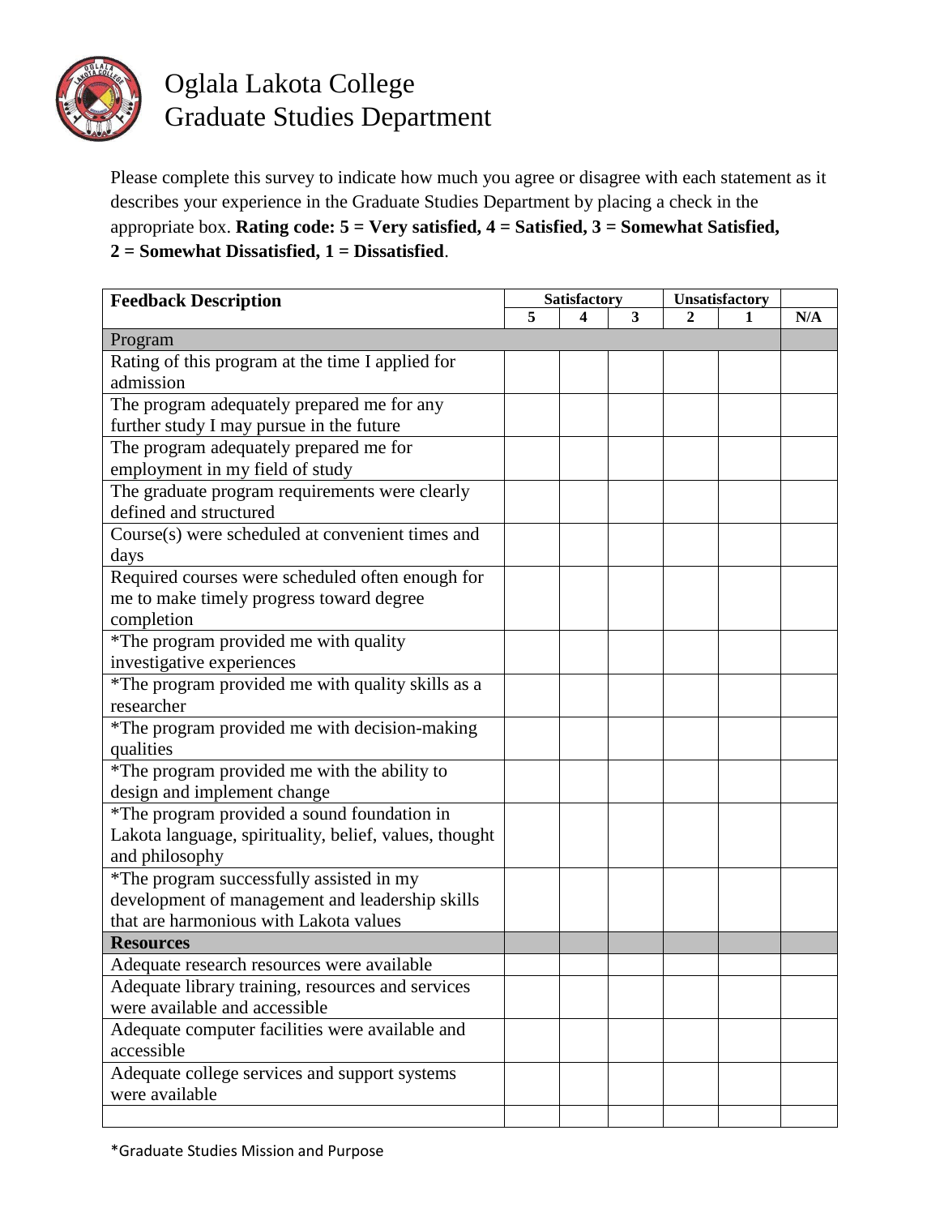# Oglala Lakota College
# Graduate Studies Department

Please complete this survey to indicate how much you agree or disagree with each statement as it describes your experience in the Graduate Studies Department by placing a check in the appropriate box. **Rating code: 5 = Very satisfied, 4 = Satisfied, 3 = Somewhat Satisfied, 2 = Somewhat Dissatisfied, 1 = Dissatisfied**.

| Feedback Description | Satisfactory | | | Unsatisfactory | | |
|---|---|---|---|---|---|---|
| | **5** | **4** | **3** | **2** | **1** | **N/A** |
| Program | | | | | | |
| Rating of this program at the time I applied for admission | | | | | | |
| The program adequately prepared me for any further study I may pursue in the future | | | | | | |
| The program adequately prepared me for employment in my field of study | | | | | | |
| The graduate program requirements were clearly defined and structured | | | | | | |
| Course(s) were scheduled at convenient times and days | | | | | | |
| Required courses were scheduled often enough for me to make timely progress toward degree completion | | | | | | |
| *The program provided me with quality investigative experiences | | | | | | |
| *The program provided me with quality skills as a researcher | | | | | | |
| *The program provided me with decision-making qualities | | | | | | |
| *The program provided me with the ability to design and implement change | | | | | | |
| *The program provided a sound foundation in Lakota language, spirituality, belief, values, thought and philosophy | | | | | | |
| *The program successfully assisted in my development of management and leadership skills that are harmonious with Lakota values | | | | | | |
| **Resources** | | | | | | |
| Adequate research resources were available | | | | | | |
| Adequate library training, resources and services were available and accessible | | | | | | |
| Adequate computer facilities were available and accessible | | | | | | |
| Adequate college services and support systems were available | | | | | | |
| | | | | | | |

*Graduate Studies Mission and Purpose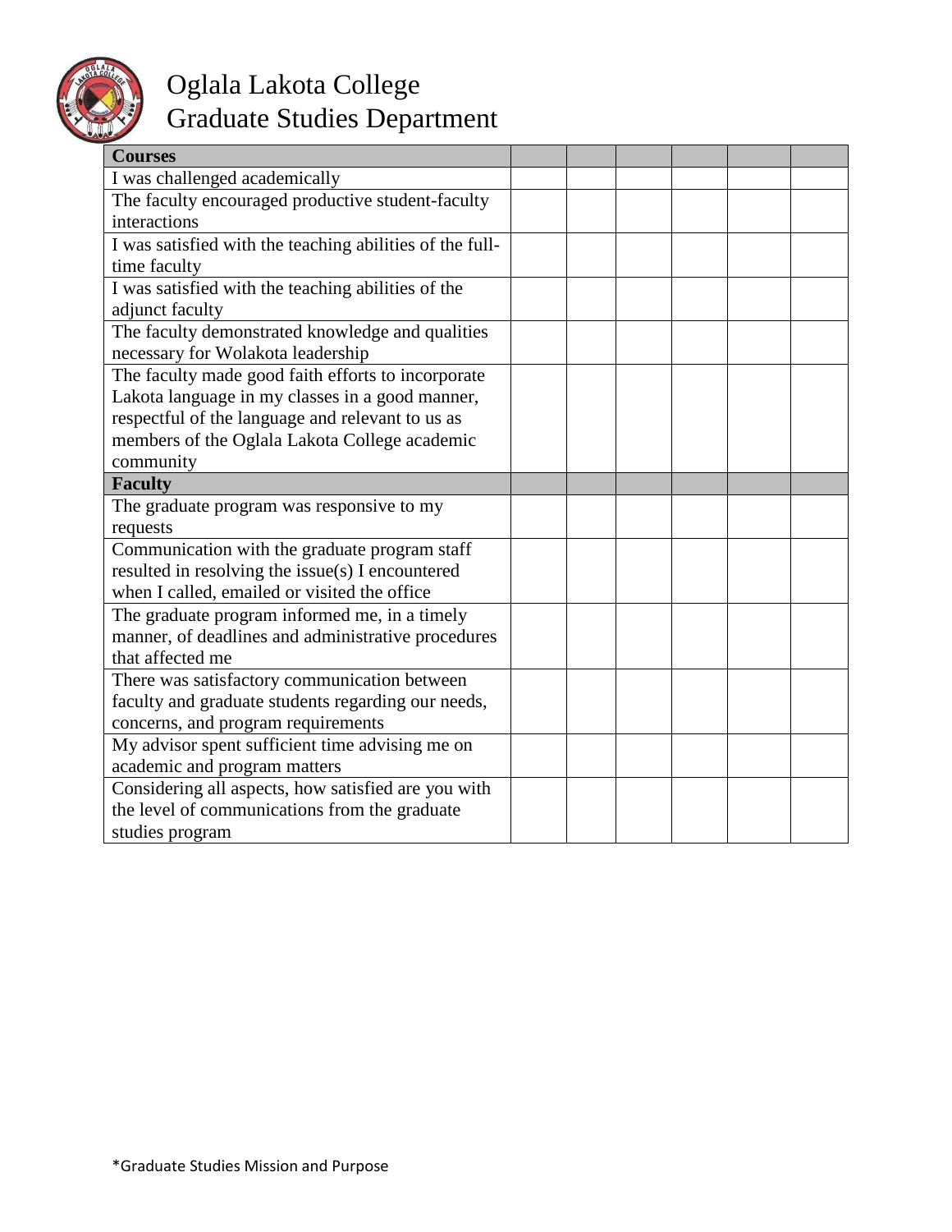# Oglala Lakota College
# Graduate Studies Department

| | | | | | | |
|---|---|---|---|---|---|---|
| **Courses** | | | | | | |
| I was challenged academically | | | | | | |
| The faculty encouraged productive student-faculty interactions | | | | | | |
| I was satisfied with the teaching abilities of the full-time faculty | | | | | | |
| I was satisfied with the teaching abilities of the adjunct faculty | | | | | | |
| The faculty demonstrated knowledge and qualities necessary for Wolakota leadership | | | | | | |
| The faculty made good faith efforts to incorporate Lakota language in my classes in a good manner, respectful of the language and relevant to us as members of the Oglala Lakota College academic community | | | | | | |
| **Faculty** | | | | | | |
| The graduate program was responsive to my requests | | | | | | |
| Communication with the graduate program staff resulted in resolving the issue(s) I encountered when I called, emailed or visited the office | | | | | | |
| The graduate program informed me, in a timely manner, of deadlines and administrative procedures that affected me | | | | | | |
| There was satisfactory communication between faculty and graduate students regarding our needs, concerns, and program requirements | | | | | | |
| My advisor spent sufficient time advising me on academic and program matters | | | | | | |
| Considering all aspects, how satisfied are you with the level of communications from the graduate studies program | | | | | | |

*Graduate Studies Mission and Purpose